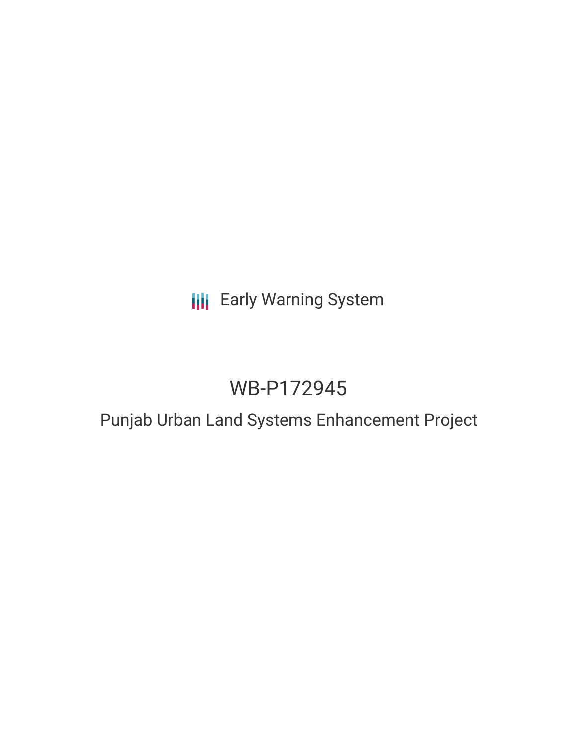Early Warning System

# WB-P172945

## Punjab Urban Land Systems Enhancement Project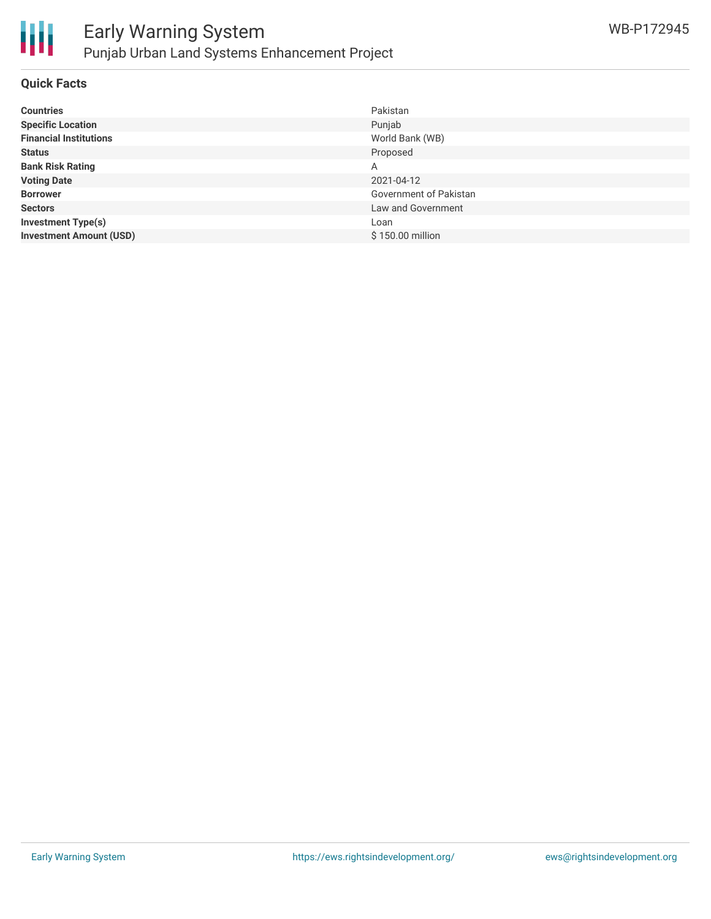## Quick Facts

| | |
|---|---|
| **Countries** | Pakistan |
| **Specific Location** | Punjab |
| **Financial Institutions** | World Bank (WB) |
| **Status** | Proposed |
| **Bank Risk Rating** | A |
| **Voting Date** | 2021-04-12 |
| **Borrower** | Government of Pakistan |
| **Sectors** | Law and Government |
| **Investment Type(s)** | Loan |
| **Investment Amount (USD)** | $ 150.00 million |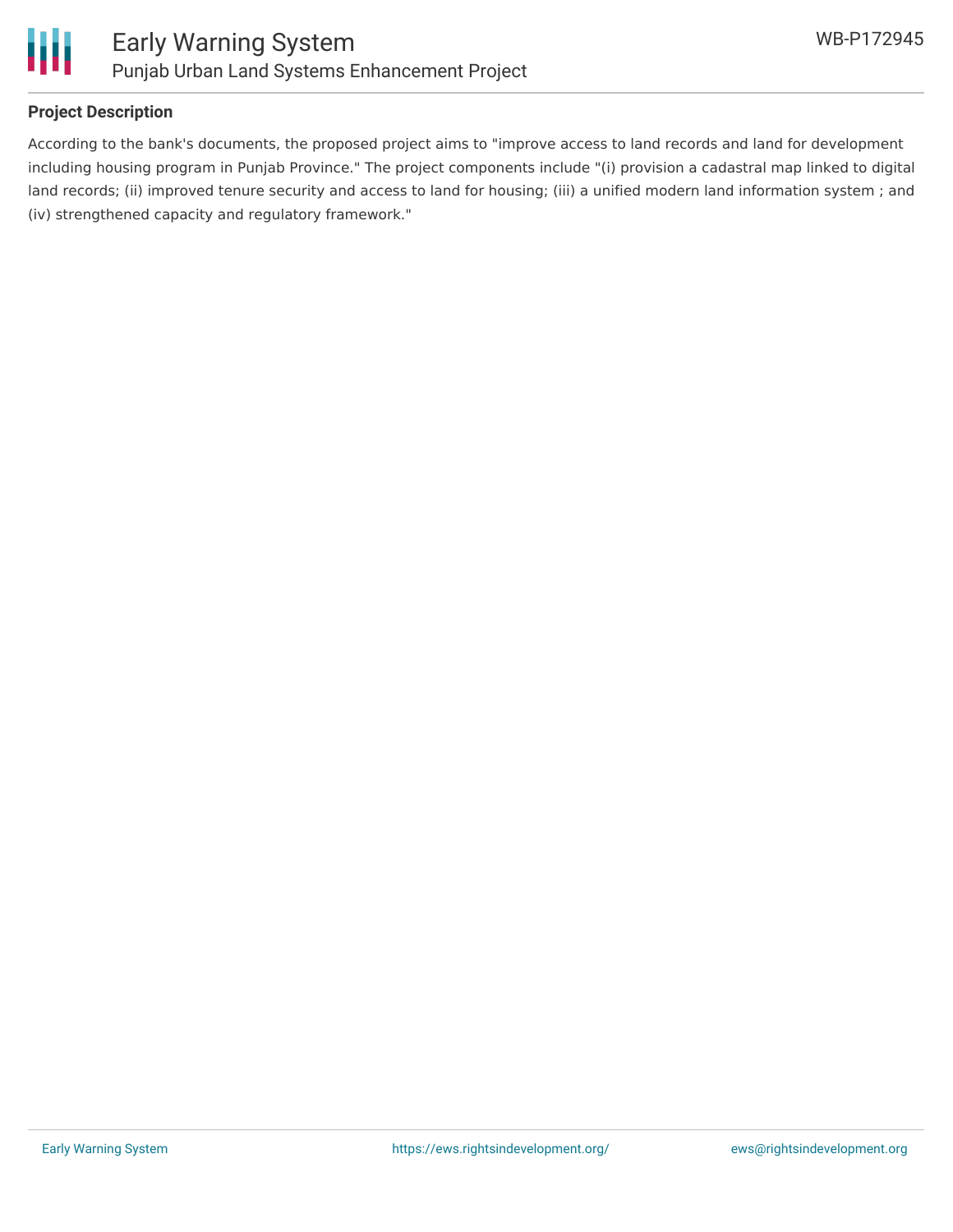## Project Description

According to the bank's documents, the proposed project aims to "improve access to land records and land for development including housing program in Punjab Province." The project components include "(i) provision a cadastral map linked to digital land records; (ii) improved tenure security and access to land for housing; (iii) a unified modern land information system ; and (iv) strengthened capacity and regulatory framework."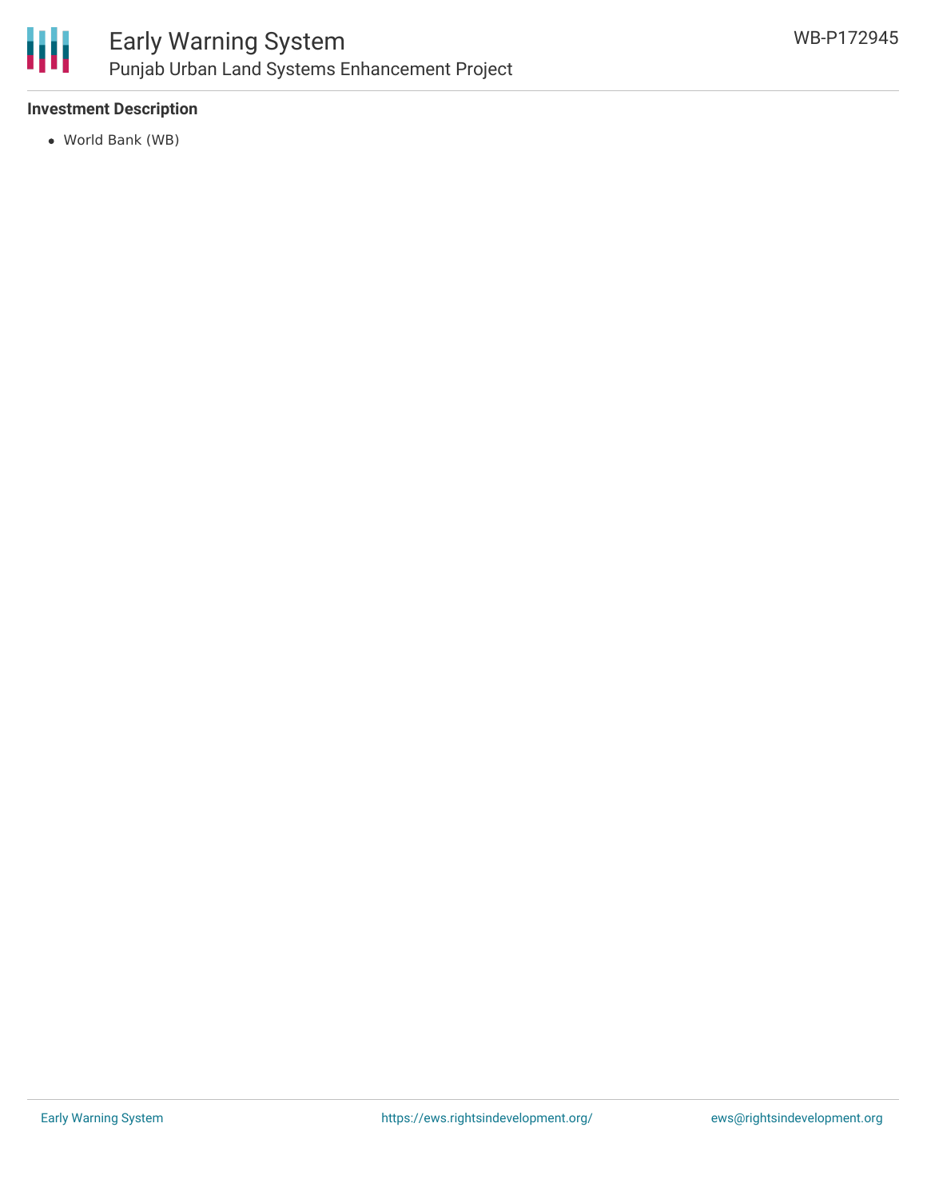**Investment Description**

- World Bank (WB)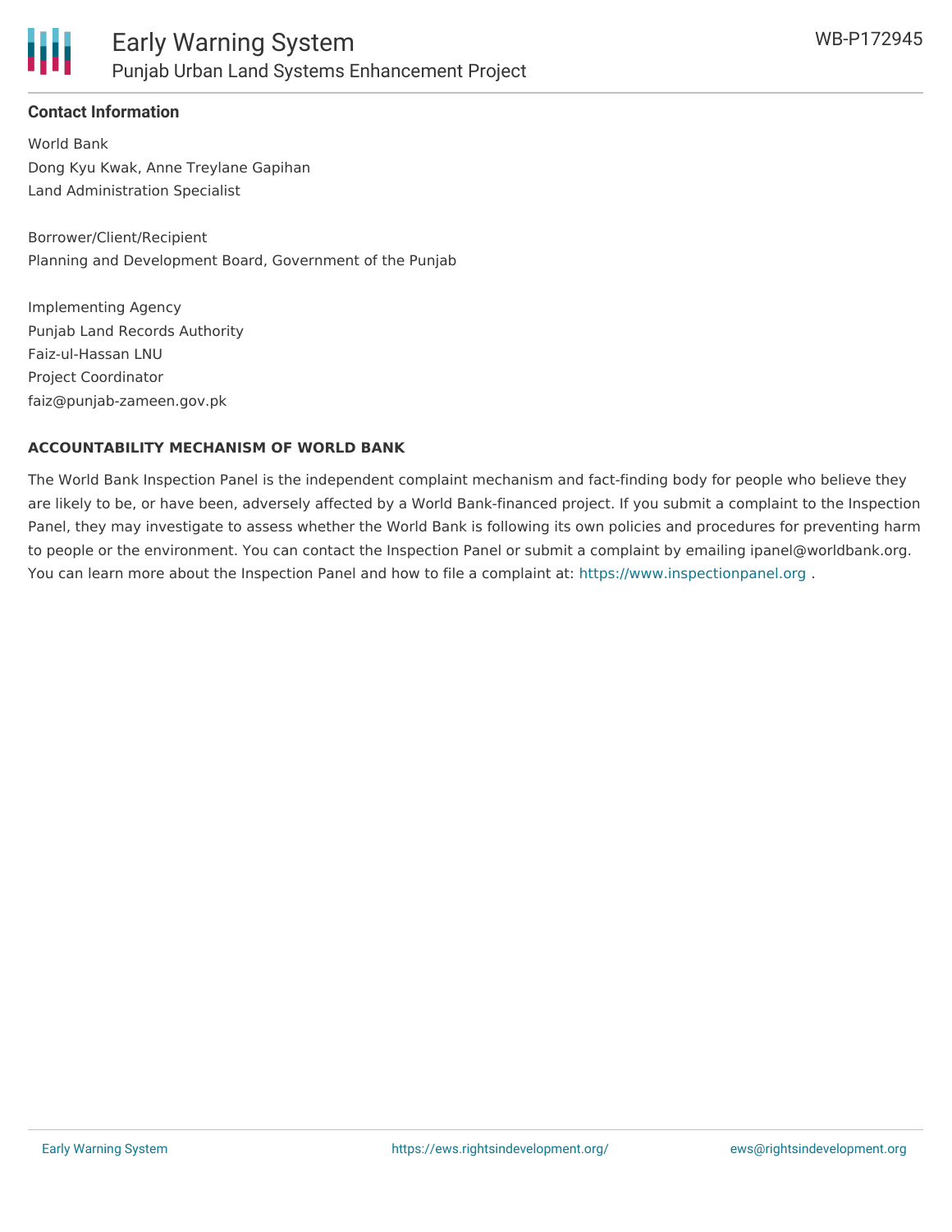### Contact Information

World Bank
Dong Kyu Kwak, Anne Treylane Gapihan
Land Administration Specialist

Borrower/Client/Recipient
Planning and Development Board, Government of the Punjab

Implementing Agency
Punjab Land Records Authority
Faiz-ul-Hassan LNU
Project Coordinator
faiz@punjab-zameen.gov.pk

### ACCOUNTABILITY MECHANISM OF WORLD BANK

The World Bank Inspection Panel is the independent complaint mechanism and fact-finding body for people who believe they are likely to be, or have been, adversely affected by a World Bank-financed project. If you submit a complaint to the Inspection Panel, they may investigate to assess whether the World Bank is following its own policies and procedures for preventing harm to people or the environment. You can contact the Inspection Panel or submit a complaint by emailing ipanel@worldbank.org. You can learn more about the Inspection Panel and how to file a complaint at: https://www.inspectionpanel.org .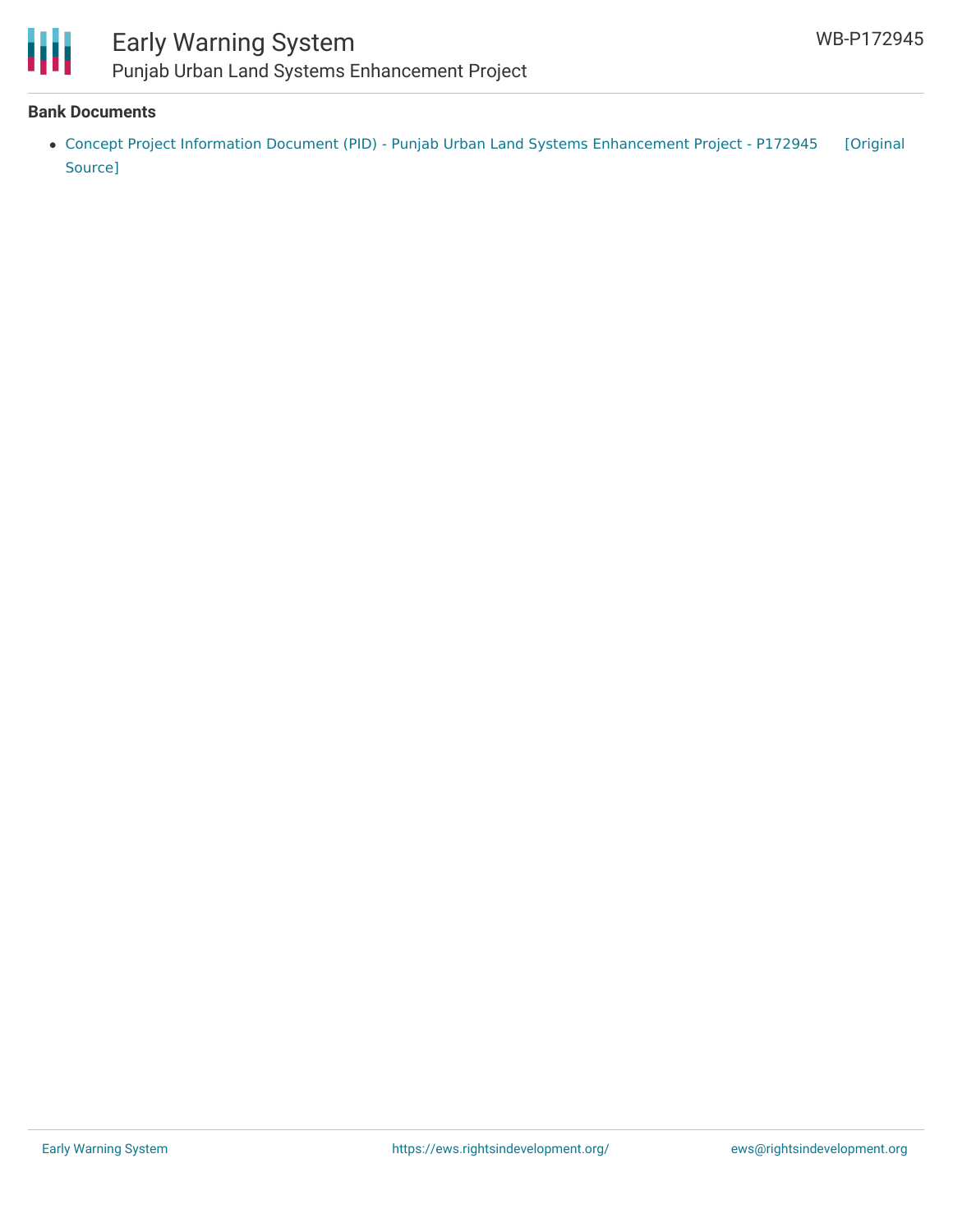**Bank Documents**

- Concept Project Information Document (PID) - Punjab Urban Land Systems Enhancement Project - P172945 [Original Source]